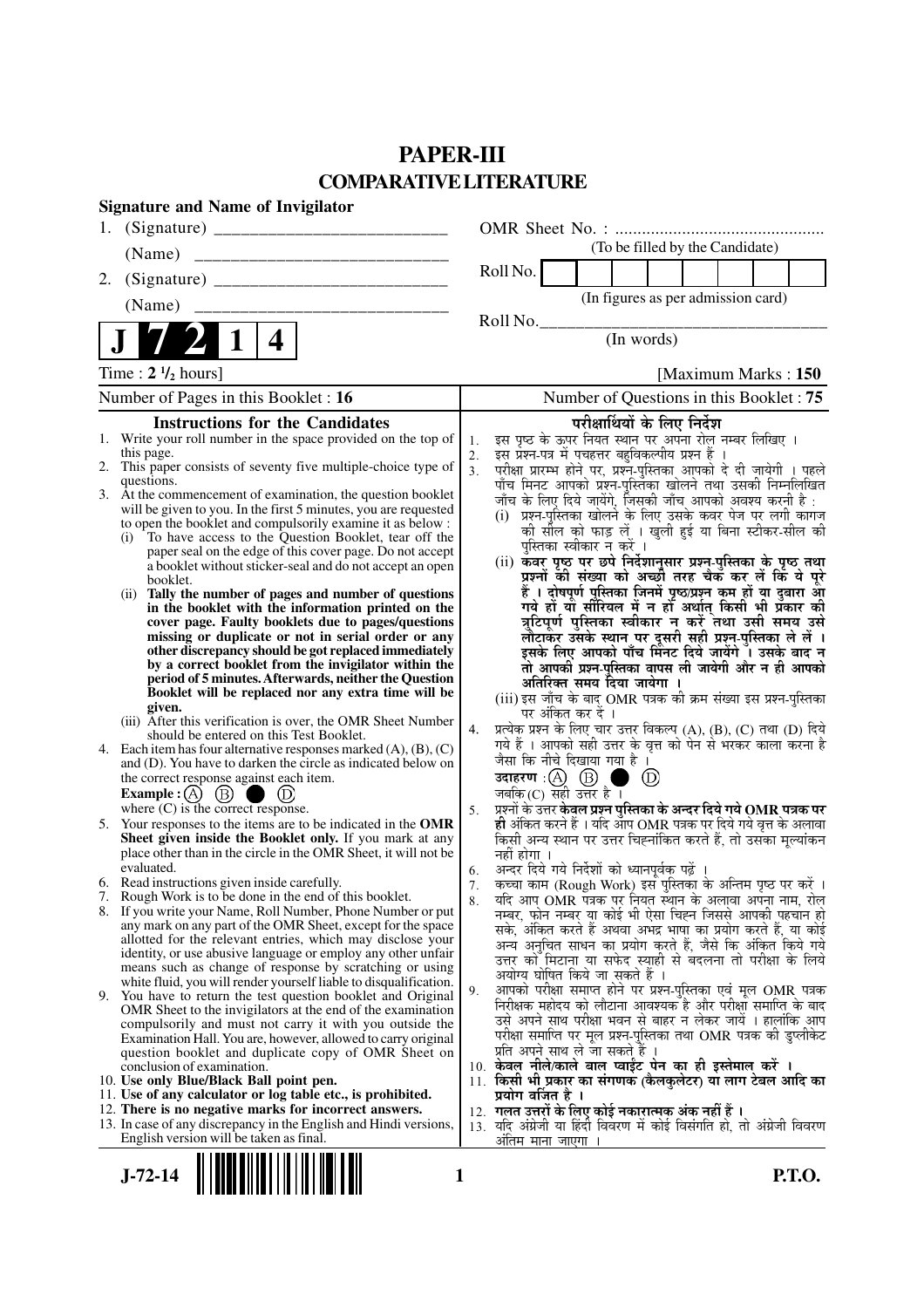# PAPER-III

## COMPARATIVE LITERATURE

**Signature and Name of Invigilator**

1. (Signature) \_\_\_\_\_\_\_\_\_\_\_\_\_\_\_\_\_\_\_\_\_\_\_\_\_\_

   (Name) \_\_\_\_\_\_\_\_\_\_\_\_\_\_\_\_\_\_\_\_\_\_\_\_\_\_\_\_

2. (Signature) \_\_\_\_\_\_\_\_\_\_\_\_\_\_\_\_\_\_\_\_\_\_\_\_\_\_

   (Name) \_\_\_\_\_\_\_\_\_\_\_\_\_\_\_\_\_\_\_\_\_\_\_\_\_\_\_\_

OMR Sheet No. : ...............................................

(To be filled by the Candidate)

Roll No.

(In figures as per admission card)

Roll No.\_\_\_\_\_\_\_\_\_\_\_\_\_\_\_\_\_\_\_\_\_\_\_\_\_\_\_\_\_\_\_\_\_

(In words)

**J 7 2 1 4**

Time : **2 ½ hours**] [Maximum Marks : **150**

Number of Pages in this Booklet : 16

Number of Questions in this Booklet : 75

### Instructions for the Candidates

1. Write your roll number in the space provided on the top of this page.
2. This paper consists of seventy five multiple-choice type of questions.
3. At the commencement of examination, the question booklet will be given to you. In the first 5 minutes, you are requested to open the booklet and compulsorily examine it as below :
   (i) To have access to the Question Booklet, tear off the paper seal on the edge of this cover page. Do not accept a booklet without sticker-seal and do not accept an open booklet.
   (ii) **Tally the number of pages and number of questions in the booklet with the information printed on the cover page. Faulty booklets due to pages/questions missing or duplicate or not in serial order or any other discrepancy should be got replaced immediately by a correct booklet from the invigilator within the period of 5 minutes. Afterwards, neither the Question Booklet will be replaced nor any extra time will be given.**
   (iii) After this verification is over, the OMR Sheet Number should be entered on this Test Booklet.
4. Each item has four alternative responses marked (A), (B), (C) and (D). You have to darken the circle as indicated below on the correct response against each item.
   **Example :** (A) (B) ● (D)
   where (C) is the correct response.
5. Your responses to the items are to be indicated in the **OMR Sheet given inside the Booklet only.** If you mark at any place other than in the circle in the OMR Sheet, it will not be evaluated.
6. Read instructions given inside carefully.
7. Rough Work is to be done in the end of this booklet.
8. If you write your Name, Roll Number, Phone Number or put any mark on any part of the OMR Sheet, except for the space allotted for the relevant entries, which may disclose your identity, or use abusive language or employ any other unfair means such as change of response by scratching or using white fluid, you will render yourself liable to disqualification.
9. You have to return the test question booklet and Original OMR Sheet to the invigilators at the end of the examination compulsorily and must not carry it with you outside the Examination Hall. You are, however, allowed to carry original question booklet and duplicate copy of OMR Sheet on conclusion of examination.
10. **Use only Blue/Black Ball point pen.**
11. **Use of any calculator or log table etc., is prohibited.**
12. **There is no negative marks for incorrect answers.**
13. In case of any discrepancy in the English and Hindi versions, English version will be taken as final.

### परीक्षार्थियों के लिए निर्देश

1. इस पृष्ठ के ऊपर नियत स्थान पर अपना रोल नम्बर लिखिए ।
2. इस प्रश्न-पत्र में पचहत्तर बहुविकल्पीय प्रश्न हैं ।
3. परीक्षा प्रारम्भ होने पर, प्रश्न-पुस्तिका आपको दे दी जायेगी । पहले पाँच मिनट आपको प्रश्न-पुस्तिका खोलने तथा उसकी निम्नलिखित जाँच के लिए दिये जायेंगे, जिसकी जाँच आपको अवश्य करनी है :
   (i) प्रश्न-पुस्तिका खोलने के लिए उसके कवर पेज पर लगी कागज की सील को फाड़ लें । खुली हुई या बिना स्टीकर-सील की पुस्तिका स्वीकार न करें ।
   (ii) **कवर पृष्ठ पर छपे निर्देशानुसार प्रश्न-पुस्तिका के पृष्ठ तथा प्रश्नों की संख्या को अच्छी तरह चैक कर लें कि ये पूरे हैं । दोषपूर्ण पुस्तिका जिनमें पृष्ठ/प्रश्न कम हों या दुबारा आ गये हों या सीरियल में न हों अर्थात् किसी भी प्रकार की त्रुटिपूर्ण पुस्तिका स्वीकार न करें तथा उसी समय उसे लौटाकर उसके स्थान पर दूसरी सही प्रश्न-पुस्तिका ले लें । इसके लिए आपको पाँच मिनट दिये जायेंगे । उसके बाद न तो आपकी प्रश्न-पुस्तिका वापस ली जायेगी और न ही आपको अतिरिक्त समय दिया जायेगा ।**
   (iii) इस जाँच के बाद OMR पत्रक की क्रम संख्या इस प्रश्न-पुस्तिका पर अंकित कर दें ।
4. प्रत्येक प्रश्न के लिए चार उत्तर विकल्प (A), (B), (C) तथा (D) दिये गये हैं । आपको सही उत्तर के वृत्त को पेन से भरकर काला करना है जैसा कि नीचे दिखाया गया है ।
   **उदाहरण :** (A) (B) ● (D)
   जबकि (C) सही उत्तर है ।
5. प्रश्नों के उत्तर **केवल प्रश्न पुस्तिका के अन्दर दिये गये OMR पत्रक पर ही** अंकित करने हैं । यदि आप OMR पत्रक पर दिये गये वृत्त के अलावा किसी अन्य स्थान पर उत्तर चिह्नांकित करते हैं, तो उसका मूल्यांकन नहीं होगा ।
6. अन्दर दिये गये निर्देशों को ध्यानपूर्वक पढ़ें ।
7. कच्चा काम (Rough Work) इस पुस्तिका के अन्तिम पृष्ठ पर करें ।
8. यदि आप OMR पत्रक पर नियत स्थान के अलावा अपना नाम, रोल नम्बर, फोन नम्बर या कोई भी ऐसा चिह्न जिससे आपकी पहचान हो सके, अंकित करते हैं अथवा अभद्र भाषा का प्रयोग करते हैं, या कोई अन्य अनुचित साधन का प्रयोग करते हैं, जैसे कि अंकित किये गये उत्तर को मिटाना या सफेद स्याही से बदलना तो परीक्षा के लिये अयोग्य घोषित किये जा सकते हैं ।
9. आपको परीक्षा समाप्त होने पर प्रश्न-पुस्तिका एवं मूल OMR पत्रक निरीक्षक महोदय को लौटाना आवश्यक है और परीक्षा समाप्ति के बाद उसे अपने साथ परीक्षा भवन से बाहर न लेकर जायें । हालांकि आप परीक्षा समाप्ति पर मूल प्रश्न-पुस्तिका तथा OMR पत्रक की डुप्लीकेट प्रति अपने साथ ले जा सकते हैं ।
10. **केवल नीले/काले बाल प्वाईंट पेन का ही इस्तेमाल करें ।**
11. **किसी भी प्रकार का संगणक (कैलकुलेटर) या लाग टेबल आदि का प्रयोग वर्जित है ।**
12. **गलत उत्तरों के लिए कोई नकारात्मक अंक नहीं हैं ।**
13. यदि अंग्रेजी या हिंदी विवरण में कोई विसंगति हो, तो अंग्रेजी विवरण अंतिम माना जाएगा ।

J-72-14 P.T.O.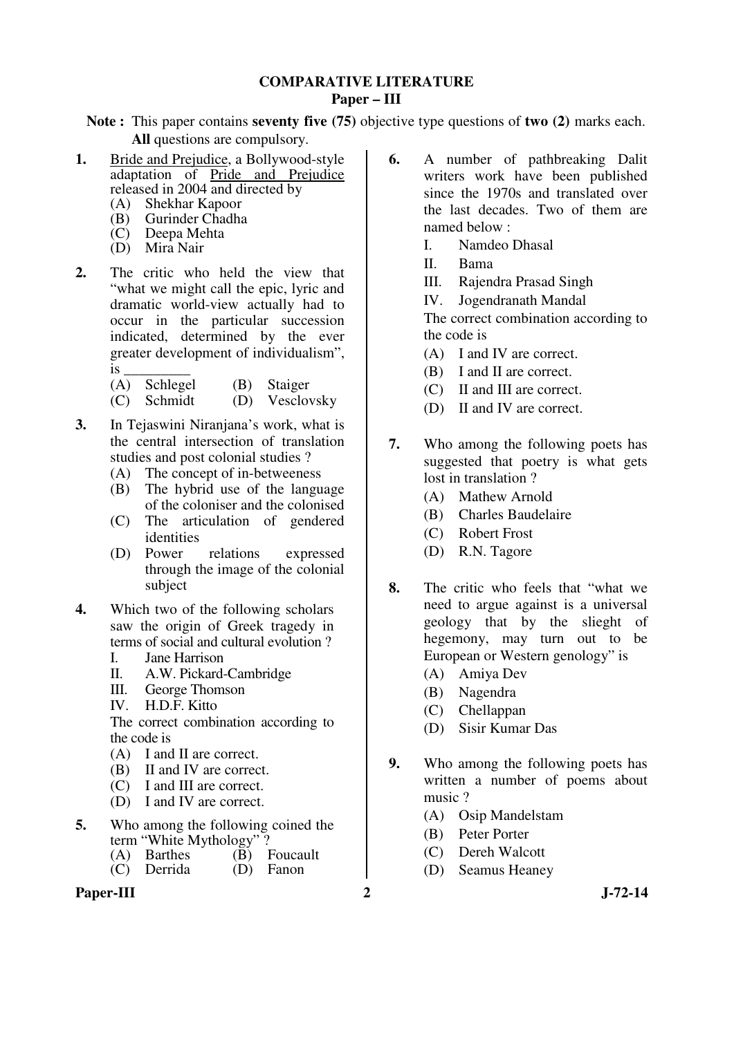# COMPARATIVE LITERATURE
## Paper – III

**Note :** This paper contains **seventy five (75)** objective type questions of **two (2)** marks each. **All** questions are compulsory.

1. Bride and Prejudice, a Bollywood-style adaptation of Pride and Prejudice released in 2004 and directed by
   - (A) Shekhar Kapoor
   - (B) Gurinder Chadha
   - (C) Deepa Mehta
   - (D) Mira Nair

2. The critic who held the view that "what we might call the epic, lyric and dramatic world-view actually had to occur in the particular succession indicated, determined by the ever greater development of individualism", is _________
   - (A) Schlegel
   - (B) Staiger
   - (C) Schmidt
   - (D) Vesclovsky

3. In Tejaswini Niranjana's work, what is the central intersection of translation studies and post colonial studies ?
   - (A) The concept of in-betweeness
   - (B) The hybrid use of the language of the coloniser and the colonised
   - (C) The articulation of gendered identities
   - (D) Power relations expressed through the image of the colonial subject

4. Which two of the following scholars saw the origin of Greek tragedy in terms of social and cultural evolution ?
   - I. Jane Harrison
   - II. A.W. Pickard-Cambridge
   - III. George Thomson
   - IV. H.D.F. Kitto

   The correct combination according to the code is
   - (A) I and II are correct.
   - (B) II and IV are correct.
   - (C) I and III are correct.
   - (D) I and IV are correct.

5. Who among the following coined the term "White Mythology" ?
   - (A) Barthes
   - (B) Foucault
   - (C) Derrida
   - (D) Fanon

6. A number of pathbreaking Dalit writers work have been published since the 1970s and translated over the last decades. Two of them are named below :
   - I. Namdeo Dhasal
   - II. Bama
   - III. Rajendra Prasad Singh
   - IV. Jogendranath Mandal

   The correct combination according to the code is
   - (A) I and IV are correct.
   - (B) I and II are correct.
   - (C) II and III are correct.
   - (D) II and IV are correct.

7. Who among the following poets has suggested that poetry is what gets lost in translation ?
   - (A) Mathew Arnold
   - (B) Charles Baudelaire
   - (C) Robert Frost
   - (D) R.N. Tagore

8. The critic who feels that "what we need to argue against is a universal geology that by the slieght of hegemony, may turn out to be European or Western genology" is
   - (A) Amiya Dev
   - (B) Nagendra
   - (C) Chellappan
   - (D) Sisir Kumar Das

9. Who among the following poets has written a number of poems about music ?
   - (A) Osip Mandelstam
   - (B) Peter Porter
   - (C) Dereh Walcott
   - (D) Seamus Heaney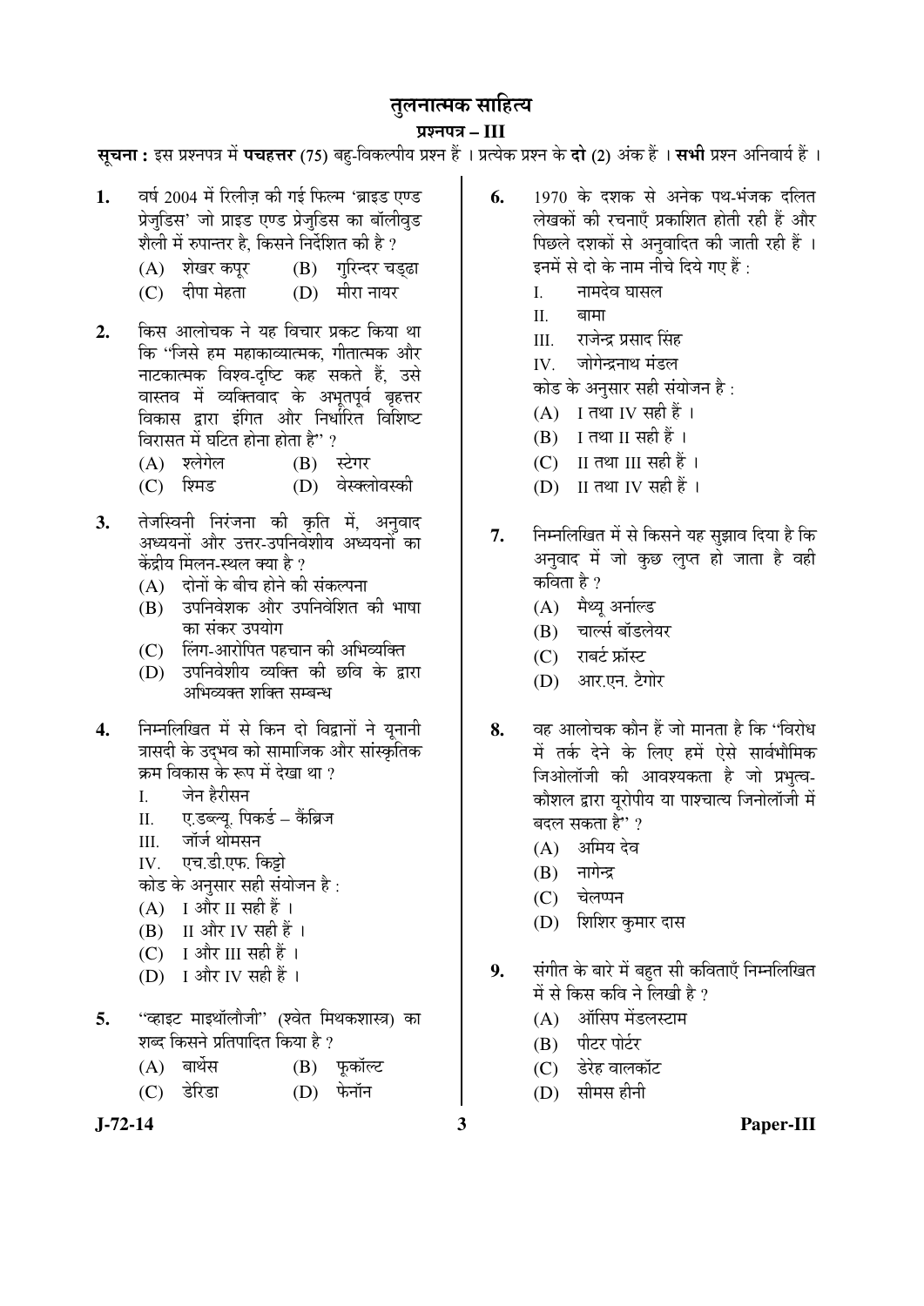# तुलनात्मक साहित्य

## प्रश्नपत्र – III

**सूचना :** इस प्रश्नपत्र में **पचहत्तर** (75) बहु-विकल्पीय प्रश्न हैं । प्रत्येक प्रश्न के **दो** (2) अंक हैं । **सभी** प्रश्न अनिवार्य हैं ।

1. वर्ष 2004 में रिलीज़ की गई फिल्म 'ब्राइड एण्ड प्रेजुडिस' जो प्राइड एण्ड प्रेजुडिस का बॉलीवुड शैली में रुपान्तर है, किसने निर्देशित की है ?
   (A) शेखर कपूर
   (B) गुरिन्दर चड्ढा
   (C) दीपा मेहता
   (D) मीरा नायर

2. किस आलोचक ने यह विचार प्रकट किया था कि "जिसे हम महाकाव्यात्मक, गीतात्मक और नाटकात्मक विश्व-दृष्टि कह सकते हैं, उसे वास्तव में व्यक्तिवाद के अभूतपूर्व बृहत्तर विकास द्वारा इंगित और निर्धारित विशिष्ट विरासत में घटित होना होता है" ?
   (A) श्लेगेल
   (B) स्टेगर
   (C) श्मिड
   (D) वेस्क्लोवस्की

3. तेजस्विनी निरंजना की कृति में, अनुवाद अध्ययनों और उत्तर-उपनिवेशीय अध्ययनों का केंद्रीय मिलन-स्थल क्या है ?
   (A) दोनों के बीच होने की संकल्पना
   (B) उपनिवेशक और उपनिवेशित की भाषा का संकर उपयोग
   (C) लिंग-आरोपित पहचान की अभिव्यक्ति
   (D) उपनिवेशीय व्यक्ति की छवि के द्वारा अभिव्यक्त शक्ति सम्बन्ध

4. निम्नलिखित में से किन दो विद्वानों ने यूनानी त्रासदी के उद्भव को सामाजिक और सांस्कृतिक क्रम विकास के रूप में देखा था ?
   I. जेन हैरीसन
   II. ए.डब्ल्यू. पिकर्ड – कैंब्रिज
   III. जॉर्ज थोमसन
   IV. एच.डी.एफ. किट्टो
   
   कोड के अनुसार सही संयोजन है :
   (A) I और II सही हैं ।
   (B) II और IV सही हैं ।
   (C) I और III सही हैं ।
   (D) I और IV सही हैं ।

5. "व्हाइट माइथॉलौजी" (श्वेत मिथकशास्त्र) का शब्द किसने प्रतिपादित किया है ?
   (A) बार्थेस
   (B) फूकॉल्ट
   (C) डेरिडा
   (D) फेनॉन

6. 1970 के दशक से अनेक पथ-भंजक दलित लेखकों की रचनाएँ प्रकाशित होती रही हैं और पिछले दशकों से अनुवादित की जाती रही हैं । इनमें से दो के नाम नीचे दिये गए हैं :
   I. नामदेव घासल
   II. बामा
   III. राजेन्द्र प्रसाद सिंह
   IV. जोगेन्द्रनाथ मंडल
   
   कोड के अनुसार सही संयोजन है :
   (A) I तथा IV सही हैं ।
   (B) I तथा II सही हैं ।
   (C) II तथा III सही हैं ।
   (D) II तथा IV सही हैं ।

7. निम्नलिखित में से किसने यह सुझाव दिया है कि अनुवाद में जो कुछ लुप्त हो जाता है वही कविता है ?
   (A) मैथ्यू अर्नाल्ड
   (B) चार्ल्स बॉडलेयर
   (C) राबर्ट फ्रॉस्ट
   (D) आर.एन. टैगोर

8. वह आलोचक कौन हैं जो मानता है कि "विरोध में तर्क देने के लिए हमें ऐसे सार्वभौमिक जिओलॉजी की आवश्यकता है जो प्रभुत्व-कौशल द्वारा यूरोपीय या पाश्चात्य जिनोलॉजी में बदल सकता है" ?
   (A) अमिय देव
   (B) नागेन्द्र
   (C) चेलप्पन
   (D) शिशिर कुमार दास

9. संगीत के बारे में बहुत सी कविताएँ निम्नलिखित में से किस कवि ने लिखी है ?
   (A) ऑसिप मेंडलस्टाम
   (B) पीटर पोर्टर
   (C) डेरेह वालकॉट
   (D) सीमस हीनी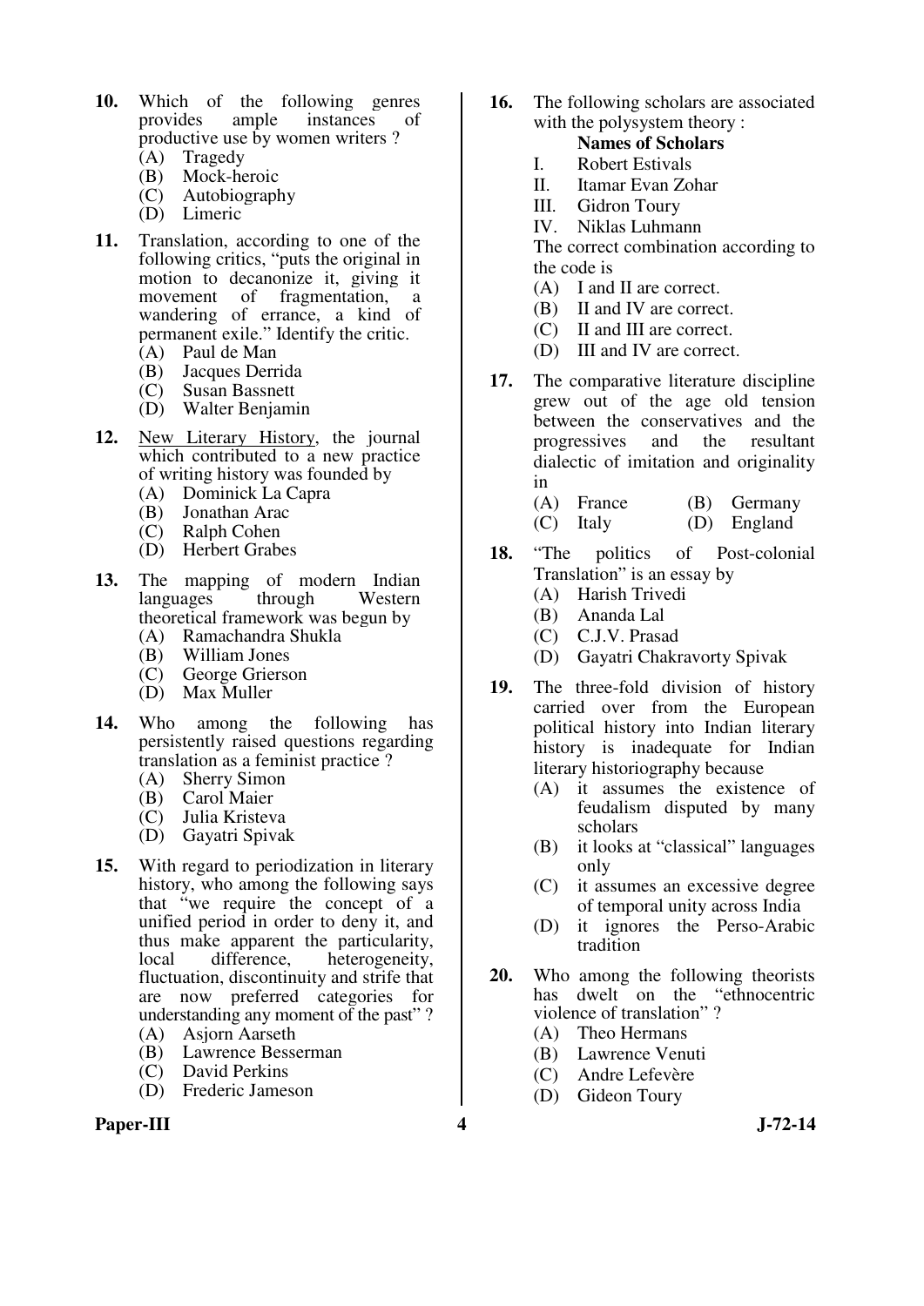**10.** Which of the following genres provides ample instances of productive use by women writers ?

(A) Tragedy
(B) Mock-heroic
(C) Autobiography
(D) Limeric

**11.** Translation, according to one of the following critics, "puts the original in motion to decanonize it, giving it movement of fragmentation, a wandering of errance, a kind of permanent exile." Identify the critic.

(A) Paul de Man
(B) Jacques Derrida
(C) Susan Bassnett
(D) Walter Benjamin

**12.** New Literary History, the journal which contributed to a new practice of writing history was founded by

(A) Dominick La Capra
(B) Jonathan Arac
(C) Ralph Cohen
(D) Herbert Grabes

**13.** The mapping of modern Indian languages through Western theoretical framework was begun by

(A) Ramachandra Shukla
(B) William Jones
(C) George Grierson
(D) Max Muller

**14.** Who among the following has persistently raised questions regarding translation as a feminist practice ?

(A) Sherry Simon
(B) Carol Maier
(C) Julia Kristeva
(D) Gayatri Spivak

**15.** With regard to periodization in literary history, who among the following says that "we require the concept of a unified period in order to deny it, and thus make apparent the particularity, local difference, heterogeneity, fluctuation, discontinuity and strife that are now preferred categories for understanding any moment of the past" ?

(A) Asjorn Aarseth
(B) Lawrence Besserman
(C) David Perkins
(D) Frederic Jameson

**16.** The following scholars are associated with the polysystem theory :

**Names of Scholars**

I. Robert Estivals
II. Itamar Evan Zohar
III. Gidron Toury
IV. Niklas Luhmann

The correct combination according to the code is

(A) I and II are correct.
(B) II and IV are correct.
(C) II and III are correct.
(D) III and IV are correct.

**17.** The comparative literature discipline grew out of the age old tension between the conservatives and the progressives and the resultant dialectic of imitation and originality in

(A) France
(B) Germany
(C) Italy
(D) England

**18.** "The politics of Post-colonial Translation" is an essay by

(A) Harish Trivedi
(B) Ananda Lal
(C) C.J.V. Prasad
(D) Gayatri Chakravorty Spivak

**19.** The three-fold division of history carried over from the European political history into Indian literary history is inadequate for Indian literary historiography because

(A) it assumes the existence of feudalism disputed by many scholars
(B) it looks at "classical" languages only
(C) it assumes an excessive degree of temporal unity across India
(D) it ignores the Perso-Arabic tradition

**20.** Who among the following theorists has dwelt on the "ethnocentric violence of translation" ?

(A) Theo Hermans
(B) Lawrence Venuti
(C) Andre Lefevère
(D) Gideon Toury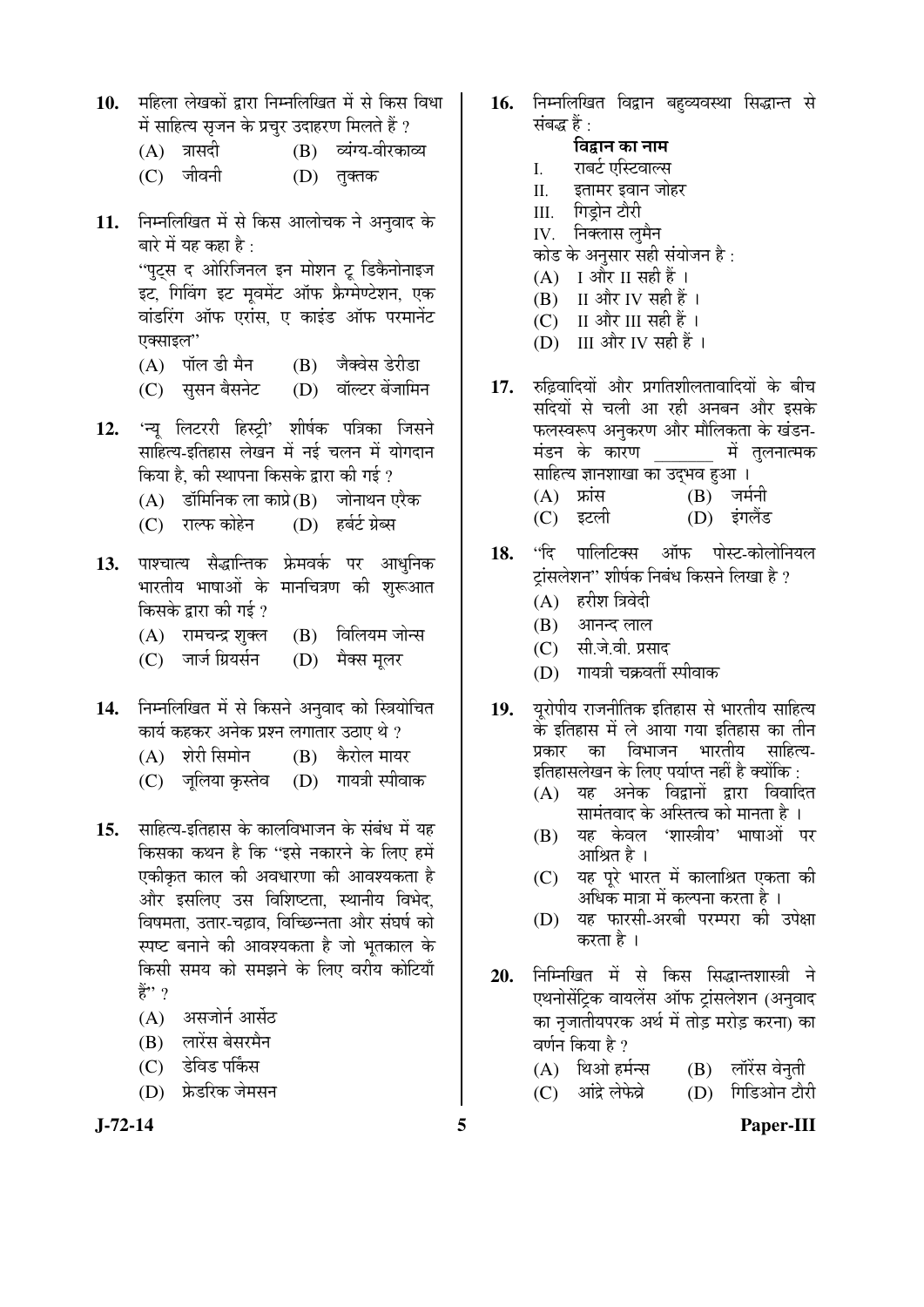10. महिला लेखकों द्वारा निम्नलिखित में से किस विधा में साहित्य सृजन के प्रचुर उदाहरण मिलते हैं ?
    (A) त्रासदी
    (B) व्यंग्य-वीरकाव्य
    (C) जीवनी
    (D) तुक्तक

11. निम्नलिखित में से किस आलोचक ने अनुवाद के बारे में यह कहा है :
    "पुट्स द ओरिजिनल इन मोशन टू डिकैनोनाइज इट, गिविंग इट मूवमेंट ऑफ फ्रैग्मेण्टेशन, एक वांडरिंग ऑफ एरांस, ए काइंड ऑफ परमानेंट एक्साइल"
    (A) पॉल डी मैन
    (B) जैक्वेस डेरीडा
    (C) सुसन बैसनेट
    (D) वॉल्टर बेंजामिन

12. 'न्यू लिटररी हिस्ट्री' शीर्षक पत्रिका जिसने साहित्य-इतिहास लेखन में नई चलन में योगदान किया है, की स्थापना किसके द्वारा की गई ?
    (A) डॉमिनिक ला काप्रे
    (B) जोनाथन एरैक
    (C) राल्फ कोहेन
    (D) हर्बर्ट ग्रेब्स

13. पाश्चात्य सैद्धान्तिक फ्रेमवर्क पर आधुनिक भारतीय भाषाओं के मानचित्रण की शुरूआत किसके द्वारा की गई ?
    (A) रामचन्द्र शुक्ल
    (B) विलियम जोन्स
    (C) जार्ज ग्रियर्सन
    (D) मैक्स मूलर

14. निम्नलिखित में से किसने अनुवाद को स्त्रियोचित कार्य कहकर अनेक प्रश्न लगातार उठाए थे ?
    (A) शेरी सिमोन
    (B) कैरोल मायर
    (C) जूलिया कृस्तेव
    (D) गायत्री स्पीवाक

15. साहित्य-इतिहास के कालविभाजन के संबंध में यह किसका कथन है कि "इसे नकारने के लिए हमें एकीकृत काल की अवधारणा की आवश्यकता है और इसलिए उस विशिष्टता, स्थानीय विभेद, विषमता, उतार-चढ़ाव, विच्छिन्नता और संघर्ष को स्पष्ट बनाने की आवश्यकता है जो भूतकाल के किसी समय को समझने के लिए वरीय कोटियाँ हैं" ?
    (A) असजोर्न आर्सेठ
    (B) लारेंस बेसरमैन
    (C) डेविड पर्किंस
    (D) फ्रेडरिक जेमसन

16. निम्नलिखित विद्वान बहुव्यवस्था सिद्धान्त से संबद्ध हैं :
    **विद्वान का नाम**
    I. राबर्ट एस्टिवाल्स
    II. इतामर इवान जोहर
    III. गिड्रोन टौरी
    IV. निक्लास लुमैन
    कोड के अनुसार सही संयोजन है :
    (A) I और II सही हैं ।
    (B) II और IV सही हैं ।
    (C) II और III सही हैं ।
    (D) III और IV सही हैं ।

17. रुढ़िवादियों और प्रगतिशीलतावादियों के बीच सदियों से चली आ रही अनबन और इसके फलस्वरूप अनुकरण और मौलिकता के खंडन-मंडन के कारण _______ में तुलनात्मक साहित्य ज्ञानशाखा का उद्भव हुआ ।
    (A) फ्रांस
    (B) जर्मनी
    (C) इटली
    (D) इंगलैंड

18. "दि पालिटिक्स ऑफ पोस्ट-कोलोनियल ट्रांसलेशन" शीर्षक निबंध किसने लिखा है ?
    (A) हरीश त्रिवेदी
    (B) आनन्द लाल
    (C) सी.जे.वी. प्रसाद
    (D) गायत्री चक्रवर्ती स्पीवाक

19. यूरोपीय राजनीतिक इतिहास से भारतीय साहित्य के इतिहास में ले आया गया इतिहास का तीन प्रकार का विभाजन भारतीय साहित्य-इतिहासलेखन के लिए पर्याप्त नहीं है क्योंकि :
    (A) यह अनेक विद्वानों द्वारा विवादित सामंतवाद के अस्तित्व को मानता है ।
    (B) यह केवल 'शास्त्रीय' भाषाओं पर आश्रित है ।
    (C) यह पूरे भारत में कालाश्रित एकता की अधिक मात्रा में कल्पना करता है ।
    (D) यह फारसी-अरबी परम्परा की उपेक्षा करता है ।

20. निम्मिलिखित में से किस सिद्धान्तशास्त्री ने एथनोसेंट्रिक वायलेंस ऑफ ट्रांसलेशन (अनुवाद का नृजातीयपरक अर्थ में तोड़ मरोड़ करना) का वर्णन किया है ?
    (A) थिओ हर्मन्स
    (B) लॉरेंस वेनुती
    (C) आंद्रे लेफेव्रे
    (D) गिडिओन टौरी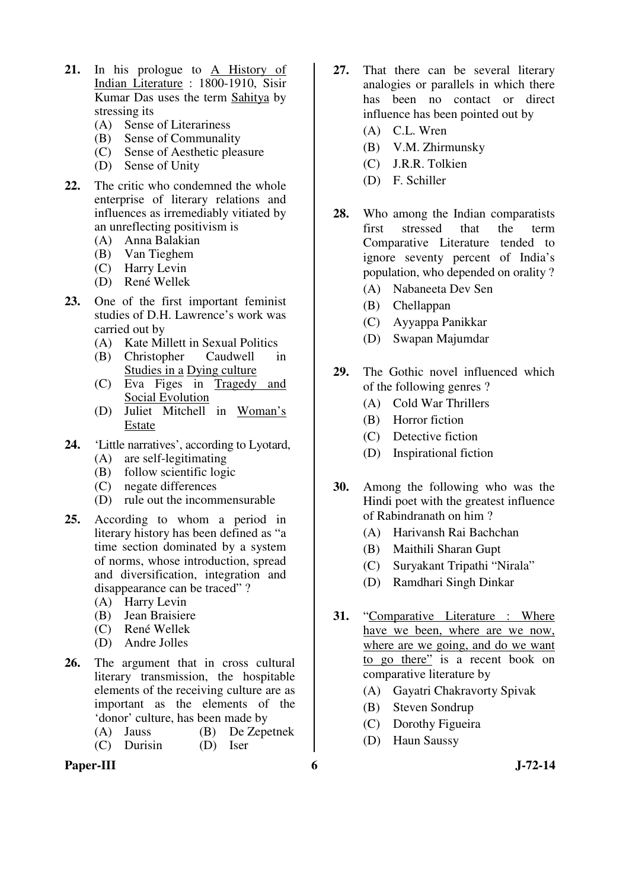21. In his prologue to <u>A History of Indian Literature</u> : 1800-1910, Sisir Kumar Das uses the term <u>Sahitya</u> by stressing its
   (A) Sense of Literariness
   (B) Sense of Communality
   (C) Sense of Aesthetic pleasure
   (D) Sense of Unity

22. The critic who condemned the whole enterprise of literary relations and influences as irremediably vitiated by an unreflecting positivism is
   (A) Anna Balakian
   (B) Van Tieghem
   (C) Harry Levin
   (D) René Wellek

23. One of the first important feminist studies of D.H. Lawrence's work was carried out by
   (A) Kate Millett in Sexual Politics
   (B) Christopher Caudwell in <u>Studies in a Dying culture</u>
   (C) Eva Figes in <u>Tragedy and Social Evolution</u>
   (D) Juliet Mitchell in <u>Woman's Estate</u>

24. 'Little narratives', according to Lyotard,
   (A) are self-legitimating
   (B) follow scientific logic
   (C) negate differences
   (D) rule out the incommensurable

25. According to whom a period in literary history has been defined as "a time section dominated by a system of norms, whose introduction, spread and diversification, integration and disappearance can be traced" ?
   (A) Harry Levin
   (B) Jean Braisiere
   (C) René Wellek
   (D) Andre Jolles

26. The argument that in cross cultural literary transmission, the hospitable elements of the receiving culture are as important as the elements of the 'donor' culture, has been made by
   (A) Jauss
   (B) De Zepetnek
   (C) Durisin
   (D) Iser

27. That there can be several literary analogies or parallels in which there has been no contact or direct influence has been pointed out by
   (A) C.L. Wren
   (B) V.M. Zhirmunsky
   (C) J.R.R. Tolkien
   (D) F. Schiller

28. Who among the Indian comparatists first stressed that the term Comparative Literature tended to ignore seventy percent of India's population, who depended on orality ?
   (A) Nabaneeta Dev Sen
   (B) Chellappan
   (C) Ayyappa Panikkar
   (D) Swapan Majumdar

29. The Gothic novel influenced which of the following genres ?
   (A) Cold War Thrillers
   (B) Horror fiction
   (C) Detective fiction
   (D) Inspirational fiction

30. Among the following who was the Hindi poet with the greatest influence of Rabindranath on him ?
   (A) Harivansh Rai Bachchan
   (B) Maithili Sharan Gupt
   (C) Suryakant Tripathi "Nirala"
   (D) Ramdhari Singh Dinkar

31. "<u>Comparative Literature : Where have we been, where are we now, where are we going, and do we want to go there</u>" is a recent book on comparative literature by
   (A) Gayatri Chakravorty Spivak
   (B) Steven Sondrup
   (C) Dorothy Figueira
   (D) Haun Saussy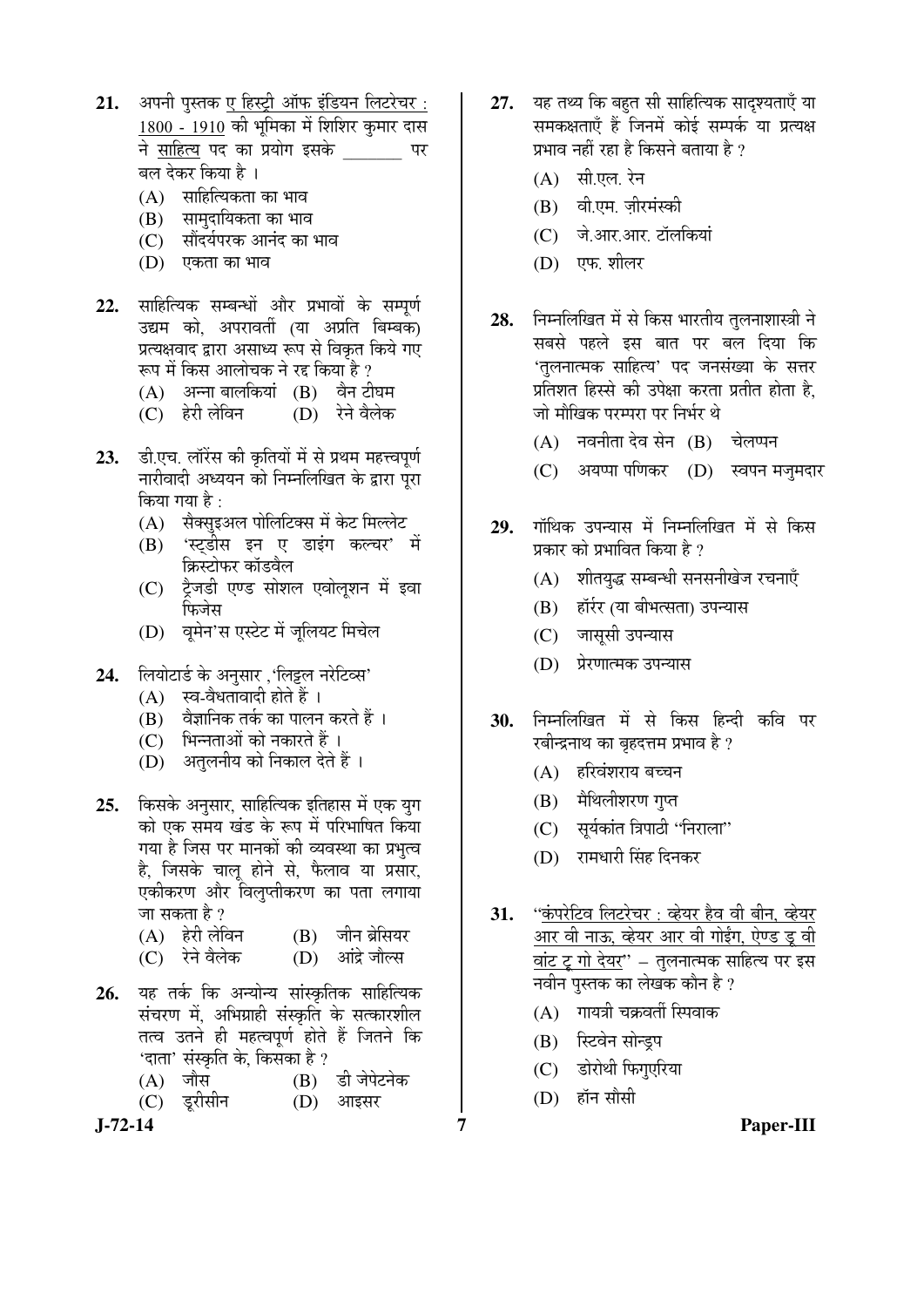21. अपनी पुस्तक ए हिस्ट्री ऑफ इंडियन लिटरेचर : 1800 - 1910 की भूमिका में शिशिर कुमार दास ने साहित्य पद का प्रयोग इसके ________ पर बल देकर किया है ।
    - (A) साहित्यिकता का भाव
    - (B) सामुदायिकता का भाव
    - (C) सौंदर्यपरक आनंद का भाव
    - (D) एकता का भाव

22. साहित्यिक सम्बन्धों और प्रभावों के सम्पूर्ण उद्यम को, अपरावर्ती (या अप्रति बिम्बक) प्रत्यक्षवाद द्वारा असाध्य रूप से विकृत किये गए रूप में किस आलोचक ने रद्द किया है ?
    - (A) अन्ना बालकियां
    - (B) वैन टीघम
    - (C) हेरी लेविन
    - (D) रेने वैलेक

23. डी.एच. लॉरेंस की कृतियों में से प्रथम महत्त्वपूर्ण नारीवादी अध्ययन को निम्नलिखित के द्वारा पूरा किया गया है :
    - (A) सैक्सुइअल पोलिटिक्स में केट मिल्लेट
    - (B) 'स्ट्डीस इन ए डाइंग कल्चर' में क्रिस्टोफर कॉडवैल
    - (C) ट्रैजडी एण्ड सोशल एवोलूशन में इवा फिजेस
    - (D) वूमेन'स एस्टेट में जूलियट मिचेल

24. लियोटार्ड के अनुसार ,'लिट्टल नरेटिव्स'
    - (A) स्व-वैधतावादी होते हैं ।
    - (B) वैज्ञानिक तर्क का पालन करते हैं ।
    - (C) भिन्नताओं को नकारते हैं ।
    - (D) अतुलनीय को निकाल देते हैं ।

25. किसके अनुसार, साहित्यिक इतिहास में एक युग को एक समय खंड के रूप में परिभाषित किया गया है जिस पर मानकों की व्यवस्था का प्रभुत्व है, जिसके चालू होने से, फैलाव या प्रसार, एकीकरण और विलुप्तीकरण का पता लगाया जा सकता है ?
    - (A) हेरी लेविन
    - (B) जीन ब्रेसियर
    - (C) रेने वैलेक
    - (D) आंद्रे जौल्स

26. यह तर्क कि अन्योन्य सांस्कृतिक साहित्यिक संचरण में, अभिग्राही संस्कृति के सत्कारशील तत्व उतने ही महत्त्वपूर्ण होते हैं जितने कि 'दाता' संस्कृति के, किसका है ?
    - (A) जौस
    - (B) डी जेपेटनेक
    - (C) डूरीसीन
    - (D) आइसर

27. यह तथ्य कि बहुत सी साहित्यिक सादृश्यताएँ या समकक्षताएँ हैं जिनमें कोई सम्पर्क या प्रत्यक्ष प्रभाव नहीं रहा है किसने बताया है ?
    - (A) सी.एल. रेन
    - (B) वी.एम. ज़ीरमंस्की
    - (C) जे.आर.आर. टॉलकियां
    - (D) एफ. शीलर

28. निम्नलिखित में से किस भारतीय तुलनाशास्त्री ने सबसे पहले इस बात पर बल दिया कि 'तुलनात्मक साहित्य' पद जनसंख्या के सत्तर प्रतिशत हिस्से की उपेक्षा करता प्रतीत होता है, जो मौखिक परम्परा पर निर्भर थे
    - (A) नवनीता देव सेन
    - (B) चेलप्पन
    - (C) अयप्पा पणिकर
    - (D) स्वपन मजुमदार

29. गॉथिक उपन्यास में निम्नलिखित में से किस प्रकार को प्रभावित किया है ?
    - (A) शीतयुद्ध सम्बन्धी सनसनीखेज रचनाएँ
    - (B) हॉरर (या बीभत्सता) उपन्यास
    - (C) जासूसी उपन्यास
    - (D) प्रेरणात्मक उपन्यास

30. निम्नलिखित में से किस हिन्दी कवि पर रबीन्द्रनाथ का बृहदत्तम प्रभाव है ?
    - (A) हरिवंशराय बच्चन
    - (B) मैथिलीशरण गुप्त
    - (C) सूर्यकांत त्रिपाठी "निराला"
    - (D) रामधारी सिंह दिनकर

31. "कंपरेटिव लिटरेचर : व्हेयर हैव वी बीन, व्हेयर आर वी नाऊ, व्हेयर आर वी गोईंग, ऐण्ड टू वी वांट टू गो देयर" – तुलनात्मक साहित्य पर इस नवीन पुस्तक का लेखक कौन है ?
    - (A) गायत्री चक्रवर्ती स्पिवाक
    - (B) स्टिवेन सोन्ड्रप
    - (C) डोरोथी फिगुएरिया
    - (D) हॉन सौसी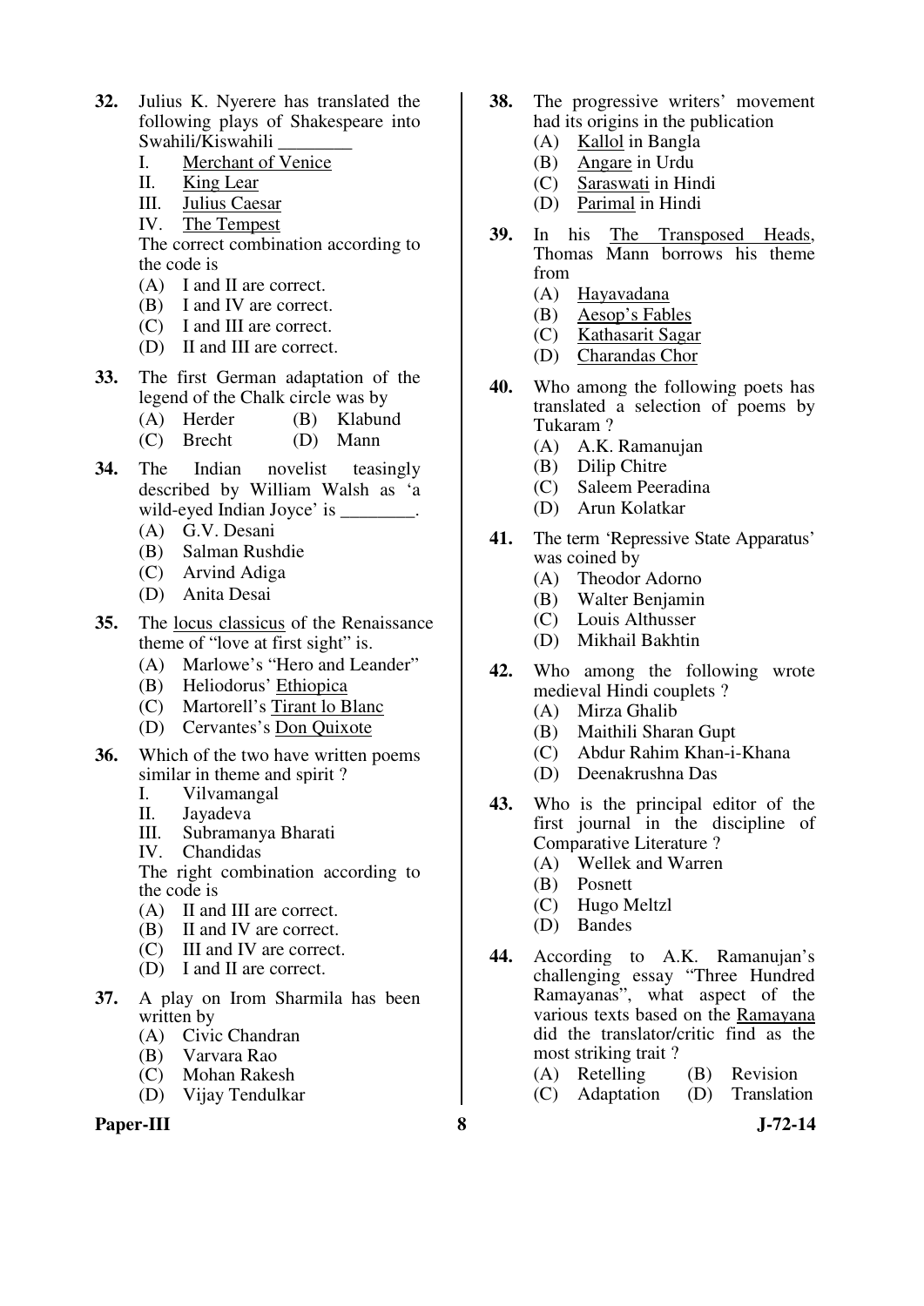**32.** Julius K. Nyerere has translated the following plays of Shakespeare into Swahili/Kiswahili ________

I. Merchant of Venice

II. King Lear

III. Julius Caesar

IV. The Tempest

The correct combination according to the code is

(A) I and II are correct.

(B) I and IV are correct.

(C) I and III are correct.

(D) II and III are correct.

**33.** The first German adaptation of the legend of the Chalk circle was by

(A) Herder (B) Klabund

(C) Brecht (D) Mann

**34.** The Indian novelist teasingly described by William Walsh as 'a wild-eyed Indian Joyce' is ________.

(A) G.V. Desani

(B) Salman Rushdie

(C) Arvind Adiga

(D) Anita Desai

**35.** The locus classicus of the Renaissance theme of "love at first sight" is.

(A) Marlowe's "Hero and Leander"

(B) Heliodorus' Ethiopica

(C) Martorell's Tirant lo Blanc

(D) Cervantes's Don Quixote

**36.** Which of the two have written poems similar in theme and spirit ?

I. Vilvamangal

II. Jayadeva

III. Subramanya Bharati

IV. Chandidas

The right combination according to the code is

(A) II and III are correct.

(B) II and IV are correct.

(C) III and IV are correct.

(D) I and II are correct.

**37.** A play on Irom Sharmila has been written by

(A) Civic Chandran

(B) Varvara Rao

(C) Mohan Rakesh

(D) Vijay Tendulkar

**38.** The progressive writers' movement had its origins in the publication

(A) Kallol in Bangla

(B) Angare in Urdu

(C) Saraswati in Hindi

(D) Parimal in Hindi

**39.** In his The Transposed Heads, Thomas Mann borrows his theme from

(A) Hayavadana

(B) Aesop's Fables

(C) Kathasarit Sagar

(D) Charandas Chor

**40.** Who among the following poets has translated a selection of poems by Tukaram ?

(A) A.K. Ramanujan

(B) Dilip Chitre

(C) Saleem Peeradina

(D) Arun Kolatkar

**41.** The term 'Repressive State Apparatus' was coined by

(A) Theodor Adorno

(B) Walter Benjamin

(C) Louis Althusser

(D) Mikhail Bakhtin

**42.** Who among the following wrote medieval Hindi couplets ?

(A) Mirza Ghalib

(B) Maithili Sharan Gupt

(C) Abdur Rahim Khan-i-Khana

(D) Deenakrushna Das

**43.** Who is the principal editor of the first journal in the discipline of Comparative Literature ?

(A) Wellek and Warren

(B) Posnett

(C) Hugo Meltzl

(D) Bandes

**44.** According to A.K. Ramanujan's challenging essay "Three Hundred Ramayanas", what aspect of the various texts based on the Ramayana did the translator/critic find as the most striking trait ?

(A) Retelling (B) Revision

(C) Adaptation (D) Translation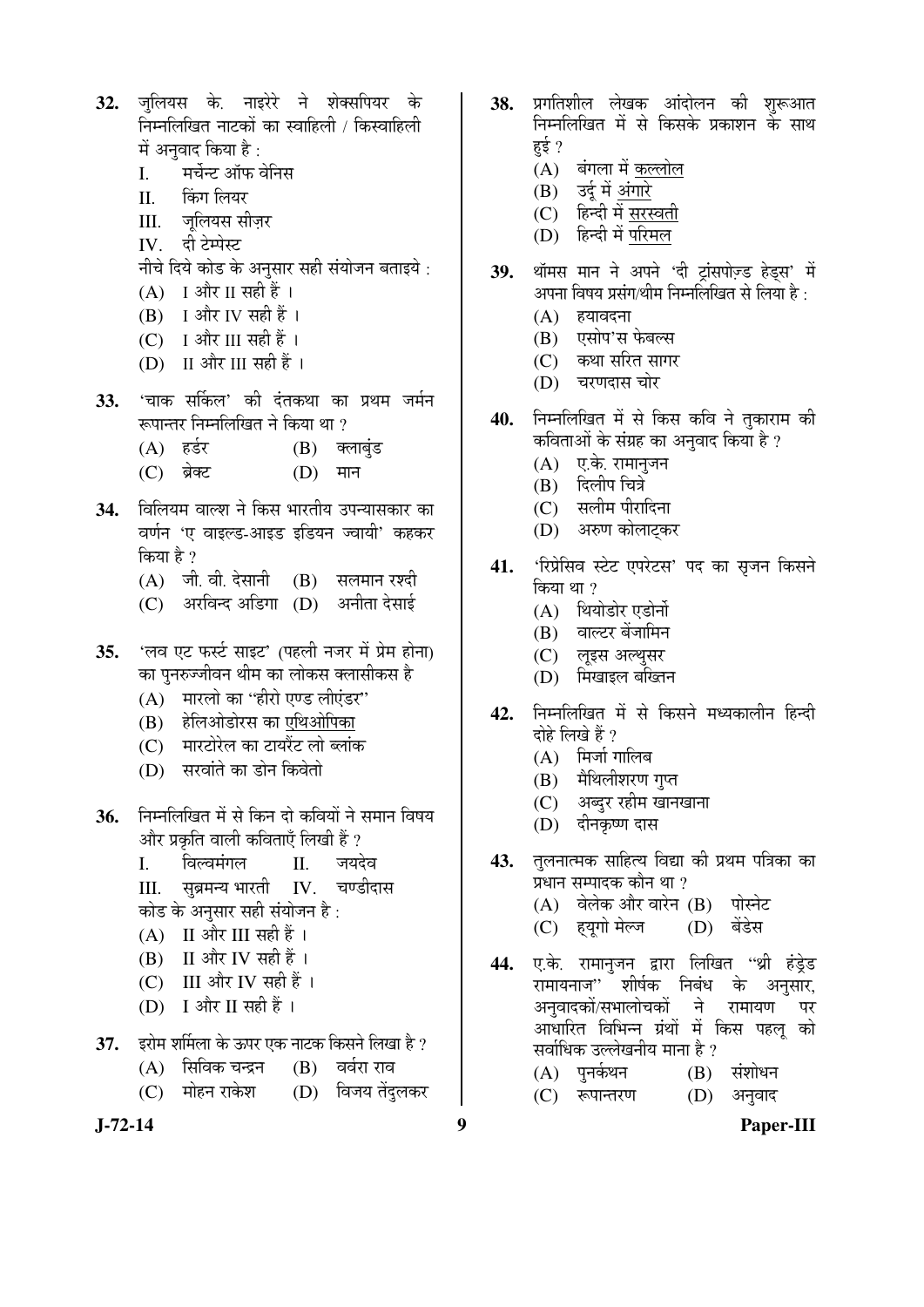32. जुलियस के. नाइरेरे ने शेक्सपियर के निम्नलिखित नाटकों का स्वाहिली / किस्वाहिली में अनुवाद किया है :

   I. मर्चेन्ट ऑफ वेनिस
   II. किंग लियर
   III. जूलियस सीज़र
   IV. दी टेम्पेस्ट

   नीचे दिये कोड के अनुसार सही संयोजन बताइये :

   (A) I और II सही हैं ।
   (B) I और IV सही हैं ।
   (C) I और III सही हैं ।
   (D) II और III सही हैं ।

33. 'चाक सर्किल' की दंतकथा का प्रथम जर्मन रूपान्तर निम्नलिखित ने किया था ?

   (A) हर्डर
   (B) क्लाबुंड
   (C) ब्रेक्ट
   (D) मान

34. विलियम वाल्श ने किस भारतीय उपन्यासकार का वर्णन 'ए वाइल्ड-आइड इडियन ज्वायी' कहकर किया है ?

   (A) जी. वी. देसानी
   (B) सलमान रश्दी
   (C) अरविन्द अडिगा
   (D) अनीता देसाई

35. 'लव एट फर्स्ट साइट' (पहली नजर में प्रेम होना) का पुनरुज्जीवन थीम का लोकस क्लासीकस है

   (A) मारलो का "हीरो एण्ड लीएंडर"
   (B) हेलिओडोरस का एथिओपिका
   (C) मारटोरेल का टायरैंट लो ब्लांक
   (D) सरवांते का डोन किवेतो

36. निम्नलिखित में से किन दो कवियों ने समान विषय और प्रकृति वाली कविताएँ लिखी हैं ?

   I. विल्वमंगल
   II. जयदेव
   III. सुब्रमन्य भारती
   IV. चण्डीदास

   कोड के अनुसार सही संयोजन है :

   (A) II और III सही हैं ।
   (B) II और IV सही हैं ।
   (C) III और IV सही हैं ।
   (D) I और II सही हैं ।

37. इरोम शर्मिला के ऊपर एक नाटक किसने लिखा है ?

   (A) सिविक चन्द्रन
   (B) वर्वरा राव
   (C) मोहन राकेश
   (D) विजय तेंदुलकर

38. प्रगतिशील लेखक आंदोलन की शुरूआत निम्नलिखित में से किसके प्रकाशन के साथ हुई ?

   (A) बंगला में कल्लोल
   (B) उर्दू में अंगारे
   (C) हिन्दी में सरस्वती
   (D) हिन्दी में परिमल

39. थॉमस मान ने अपने 'दी ट्रांसपोज़्ड हेड्स' में अपना विषय प्रसंग/थीम निम्नलिखित से लिया है :

   (A) हयावदना
   (B) एसोप'स फेबल्स
   (C) कथा सरित सागर
   (D) चरणदास चोर

40. निम्नलिखित में से किस कवि ने तुकाराम की कविताओं के संग्रह का अनुवाद किया है ?

   (A) ए.के. रामानुजन
   (B) दिलीप चित्रे
   (C) सलीम पीरादिना
   (D) अरुण कोलाट्कर

41. 'रिप्रेसिव स्टेट एपरेटस' पद का सृजन किसने किया था ?

   (A) थियोडोर एडोर्नो
   (B) वाल्टर बेंजामिन
   (C) लूइस अल्थुसर
   (D) मिखाइल बख्तिन

42. निम्नलिखित में से किसने मध्यकालीन हिन्दी दोहे लिखे हैं ?

   (A) मिर्जा गालिब
   (B) मैथिलीशरण गुप्त
   (C) अब्दुर रहीम खानखाना
   (D) दीनकृष्ण दास

43. तुलनात्मक साहित्य विद्या की प्रथम पत्रिका का प्रधान सम्पादक कौन था ?

   (A) वेलेक और वारेन
   (B) पोस्नेट
   (C) ह्यूगो मेल्ज
   (D) बेंडेस

44. ए.के. रामानुजन द्वारा लिखित "थ्री हंड्रेड रामायनाज" शीर्षक निबंध के अनुसार, अनुवादकों/सभालोचकों ने रामायण पर आधारित विभिन्न ग्रंथों में किस पहलू को सर्वाधिक उल्लेखनीय माना है ?

   (A) पुनर्कथन
   (B) संशोधन
   (C) रूपान्तरण
   (D) अनुवाद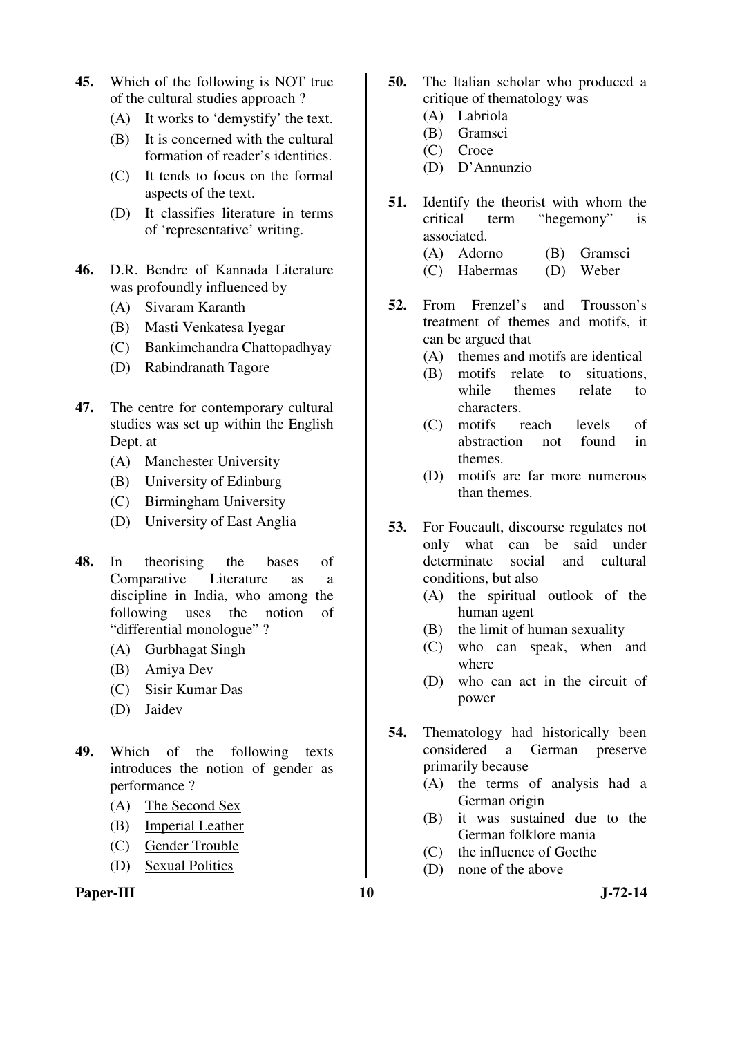45. Which of the following is NOT true of the cultural studies approach ?
 (A) It works to 'demystify' the text.
 (B) It is concerned with the cultural formation of reader's identities.
 (C) It tends to focus on the formal aspects of the text.
 (D) It classifies literature in terms of 'representative' writing.

46. D.R. Bendre of Kannada Literature was profoundly influenced by
 (A) Sivaram Karanth
 (B) Masti Venkatesa Iyegar
 (C) Bankimchandra Chattopadhyay
 (D) Rabindranath Tagore

47. The centre for contemporary cultural studies was set up within the English Dept. at
 (A) Manchester University
 (B) University of Edinburg
 (C) Birmingham University
 (D) University of East Anglia

48. In theorising the bases of Comparative Literature as a discipline in India, who among the following uses the notion of "differential monologue" ?
 (A) Gurbhagat Singh
 (B) Amiya Dev
 (C) Sisir Kumar Das
 (D) Jaidev

49. Which of the following texts introduces the notion of gender as performance ?
 (A) <u>The Second Sex</u>
 (B) <u>Imperial Leather</u>
 (C) <u>Gender Trouble</u>
 (D) <u>Sexual Politics</u>

50. The Italian scholar who produced a critique of thematology was
 (A) Labriola
 (B) Gramsci
 (C) Croce
 (D) D'Annunzio

51. Identify the theorist with whom the critical term "hegemony" is associated.
 (A) Adorno (B) Gramsci
 (C) Habermas (D) Weber

52. From Frenzel's and Trousson's treatment of themes and motifs, it can be argued that
 (A) themes and motifs are identical
 (B) motifs relate to situations, while themes relate to characters.
 (C) motifs reach levels of abstraction not found in themes.
 (D) motifs are far more numerous than themes.

53. For Foucault, discourse regulates not only what can be said under determinate social and cultural conditions, but also
 (A) the spiritual outlook of the human agent
 (B) the limit of human sexuality
 (C) who can speak, when and where
 (D) who can act in the circuit of power

54. Thematology had historically been considered a German preserve primarily because
 (A) the terms of analysis had a German origin
 (B) it was sustained due to the German folklore mania
 (C) the influence of Goethe
 (D) none of the above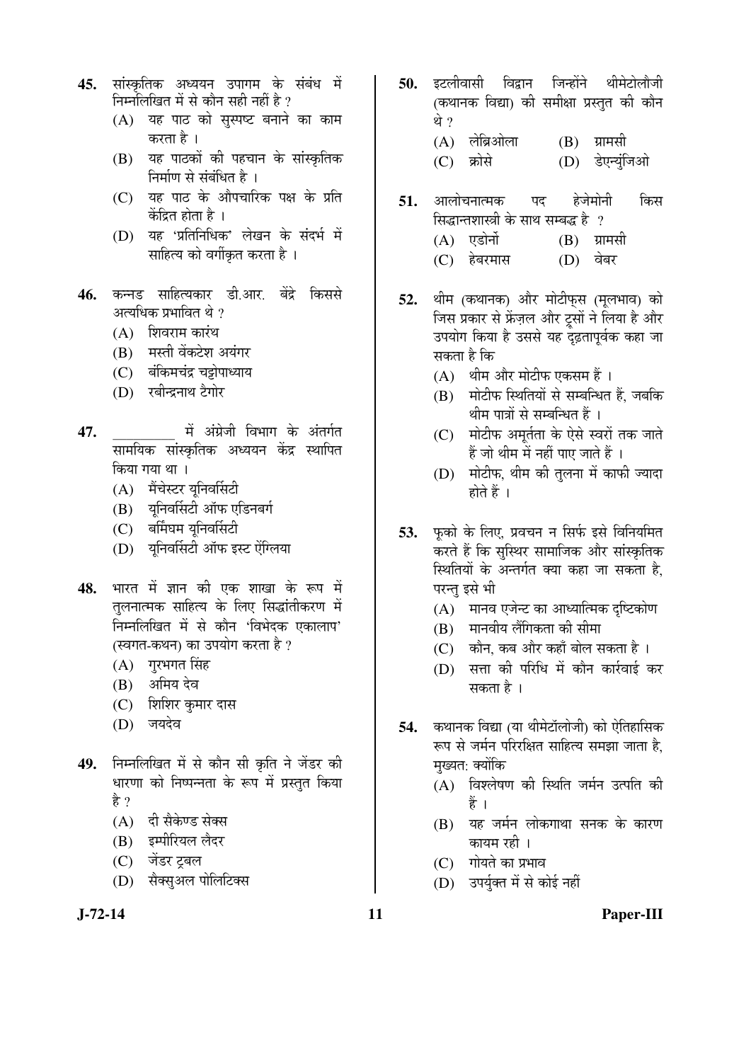45. सांस्कृतिक अध्ययन उपागम के संबंध में निम्नलिखित में से कौन सही नहीं है ?
    (A) यह पाठ को सुस्पष्ट बनाने का काम करता है ।
    (B) यह पाठकों की पहचान के सांस्कृतिक निर्माण से संबंधित है ।
    (C) यह पाठ के औपचारिक पक्ष के प्रति केंद्रित होता है ।
    (D) यह 'प्रतिनिधिक' लेखन के संदर्भ में साहित्य को वर्गीकृत करता है ।

46. कन्नड साहित्यकार डी.आर. बेंद्रे किससे अत्यधिक प्रभावित थे ?
    (A) शिवराम कारंथ
    (B) मस्ती वेंकटेश अयंगर
    (C) बंकिमचंद्र चट्टोपाध्याय
    (D) रबीन्द्रनाथ टैगोर

47. _________ में अंग्रेजी विभाग के अंतर्गत सामयिक सांस्कृतिक अध्ययन केंद्र स्थापित किया गया था ।
    (A) मैंचेस्टर यूनिवर्सिटी
    (B) यूनिवर्सिटी ऑफ एडिनबर्ग
    (C) बर्मिंघम यूनिवर्सिटी
    (D) यूनिवर्सिटी ऑफ इस्ट ऐंग्लिया

48. भारत में ज्ञान की एक शाखा के रूप में तुलनात्मक साहित्य के लिए सिद्धांतीकरण में निम्नलिखित में से कौन 'विभेदक एकालाप' (स्वगत-कथन) का उपयोग करता है ?
    (A) गुरभगत सिंह
    (B) अमिय देव
    (C) शिशिर कुमार दास
    (D) जयदेव

49. निम्नलिखित में से कौन सी कृति ने जेंडर की धारणा को निष्पन्नता के रूप में प्रस्तुत किया है ?
    (A) दी सैकेण्ड सेक्स
    (B) इम्पीरियल लैदर
    (C) जेंडर ट्रबल
    (D) सैक्सुअल पोलिटिक्स

50. इटलीवासी विद्वान जिन्होंने थीमेटोलौजी (कथानक विद्या) की समीक्षा प्रस्तुत की कौन थे ?
    (A) लेब्रिओला
    (B) ग्रामसी
    (C) क्रोसे
    (D) डेएन्युंजिओ

51. आलोचनात्मक पद हेजेमोनी किस सिद्धान्तशास्त्री के साथ सम्बद्ध है ?
    (A) एडोर्नो
    (B) ग्रामसी
    (C) हेबरमास
    (D) वेबर

52. थीम (कथानक) और मोटीफ़स (मूलभाव) को जिस प्रकार से फ्रेंज़ल और ट्रूसों ने लिया है और उपयोग किया है उससे यह दृढ़तापूर्वक कहा जा सकता है कि
    (A) थीम और मोटीफ एकसम हैं ।
    (B) मोटीफ स्थितियों से सम्बन्धित हैं, जबकि थीम पात्रों से सम्बन्धित हैं ।
    (C) मोटीफ अमूर्तता के ऐसे स्वरों तक जाते हैं जो थीम में नहीं पाए जाते हैं ।
    (D) मोटीफ, थीम की तुलना में काफी ज्यादा होते हैं ।

53. फूको के लिए, प्रवचन न सिर्फ इसे विनियमित करते हैं कि सुस्थिर सामाजिक और सांस्कृतिक स्थितियों के अन्तर्गत क्या कहा जा सकता है, परन्तु इसे भी
    (A) मानव एजेन्ट का आध्यात्मिक दृष्टिकोण
    (B) मानवीय लैंगिकता की सीमा
    (C) कौन, कब और कहाँ बोल सकता है ।
    (D) सत्ता की परिधि में कौन कार्रवाई कर सकता है ।

54. कथानक विद्या (या थीमेटॉलोजी) को ऐतिहासिक रूप से जर्मन परिरक्षित साहित्य समझा जाता है, मुख्यत: क्योंकि
    (A) विश्लेषण की स्थिति जर्मन उत्पत्ति की हैं ।
    (B) यह जर्मन लोकगाथा सनक के कारण कायम रही ।
    (C) गोयते का प्रभाव
    (D) उपर्युक्त में से कोई नहीं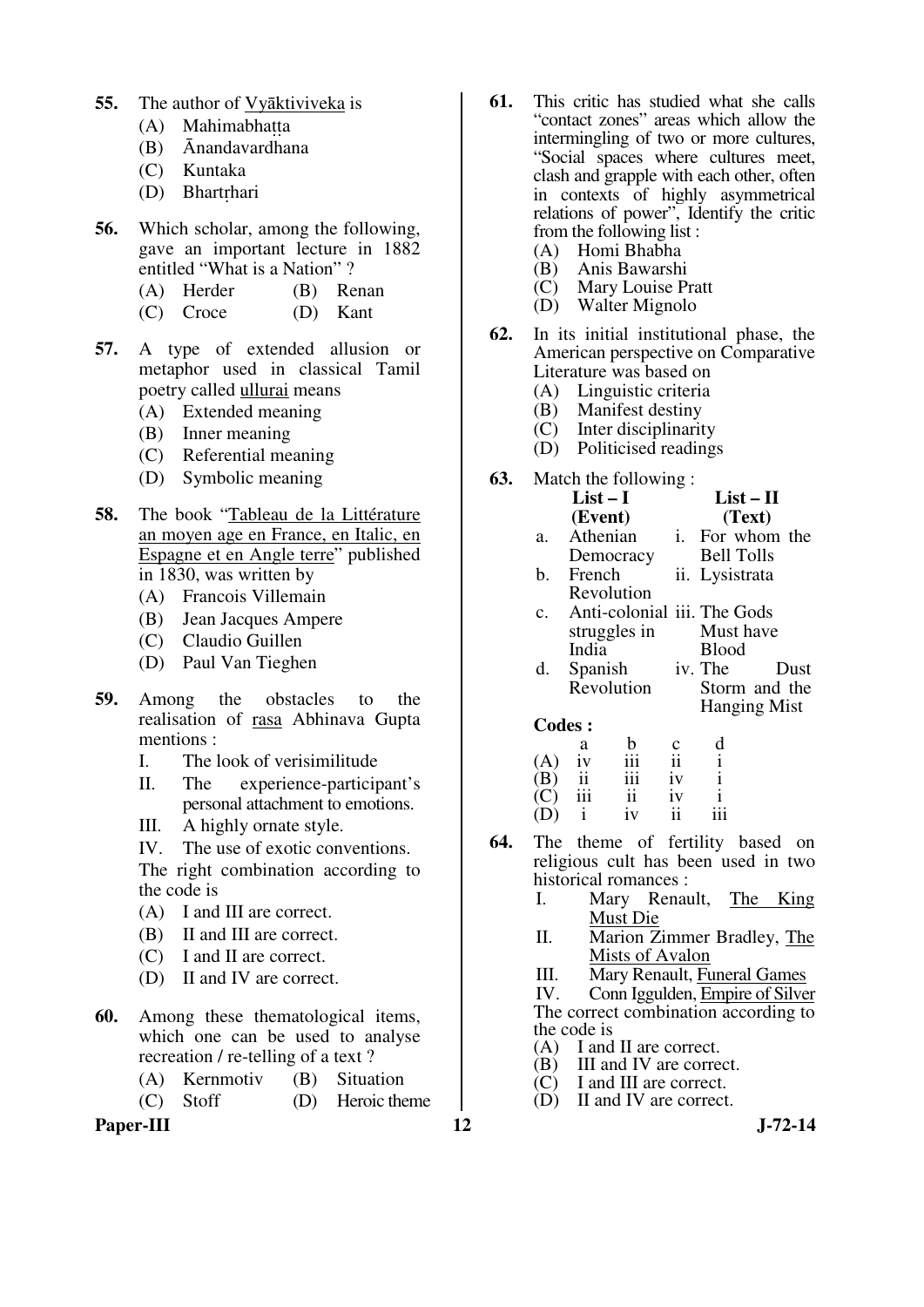**55.** The author of <u>Vyāktiviveka</u> is

(A) Mahimabhaṭṭa
(B) Ānandavardhana
(C) Kuntaka
(D) Bhartṛhari

**56.** Which scholar, among the following, gave an important lecture in 1882 entitled "What is a Nation" ?

(A) Herder (B) Renan
(C) Croce (D) Kant

**57.** A type of extended allusion or metaphor used in classical Tamil poetry called <u>ullurai</u> means

(A) Extended meaning
(B) Inner meaning
(C) Referential meaning
(D) Symbolic meaning

**58.** The book "<u>Tableau de la Littérature an moyen age en France, en Italic, en Espagne et en Angle terre</u>" published in 1830, was written by

(A) Francois Villemain
(B) Jean Jacques Ampere
(C) Claudio Guillen
(D) Paul Van Tieghen

**59.** Among the obstacles to the realisation of <u>rasa</u> Abhinava Gupta mentions :

I. The look of verisimilitude
II. The experience-participant's personal attachment to emotions.
III. A highly ornate style.
IV. The use of exotic conventions.

The right combination according to the code is

(A) I and III are correct.
(B) II and III are correct.
(C) I and II are correct.
(D) II and IV are correct.

**60.** Among these thematological items, which one can be used to analyse recreation / re-telling of a text ?

(A) Kernmotiv (B) Situation
(C) Stoff (D) Heroic theme

**61.** This critic has studied what she calls "contact zones" areas which allow the intermingling of two or more cultures, "Social spaces where cultures meet, clash and grapple with each other, often in contexts of highly asymmetrical relations of power", Identify the critic from the following list :

(A) Homi Bhabha
(B) Anis Bawarshi
(C) Mary Louise Pratt
(D) Walter Mignolo

**62.** In its initial institutional phase, the American perspective on Comparative Literature was based on

(A) Linguistic criteria
(B) Manifest destiny
(C) Inter disciplinarity
(D) Politicised readings

**63.** Match the following :

| | List – I (Event) | | List – II (Text) |
|---|---|---|---|
| a. | Athenian Democracy | i. | For whom the Bell Tolls |
| b. | French Revolution | ii. | Lysistrata |
| c. | Anti-colonial struggles in India | iii. | The Gods Must have Blood |
| d. | Spanish Revolution | iv. | The Dust Storm and the Hanging Mist |

**Codes :**

| | a | b | c | d |
|---|---|---|---|---|
| (A) | iv | iii | ii | i |
| (B) | ii | iii | iv | i |
| (C) | iii | ii | iv | i |
| (D) | i | iv | ii | iii |

**64.** The theme of fertility based on religious cult has been used in two historical romances :

I. Mary Renault, <u>The King Must Die</u>
II. Marion Zimmer Bradley, <u>The Mists of Avalon</u>
III. Mary Renault, <u>Funeral Games</u>
IV. Conn Iggulden, <u>Empire of Silver</u>

The correct combination according to the code is

(A) I and II are correct.
(B) III and IV are correct.
(C) I and III are correct.
(D) II and IV are correct.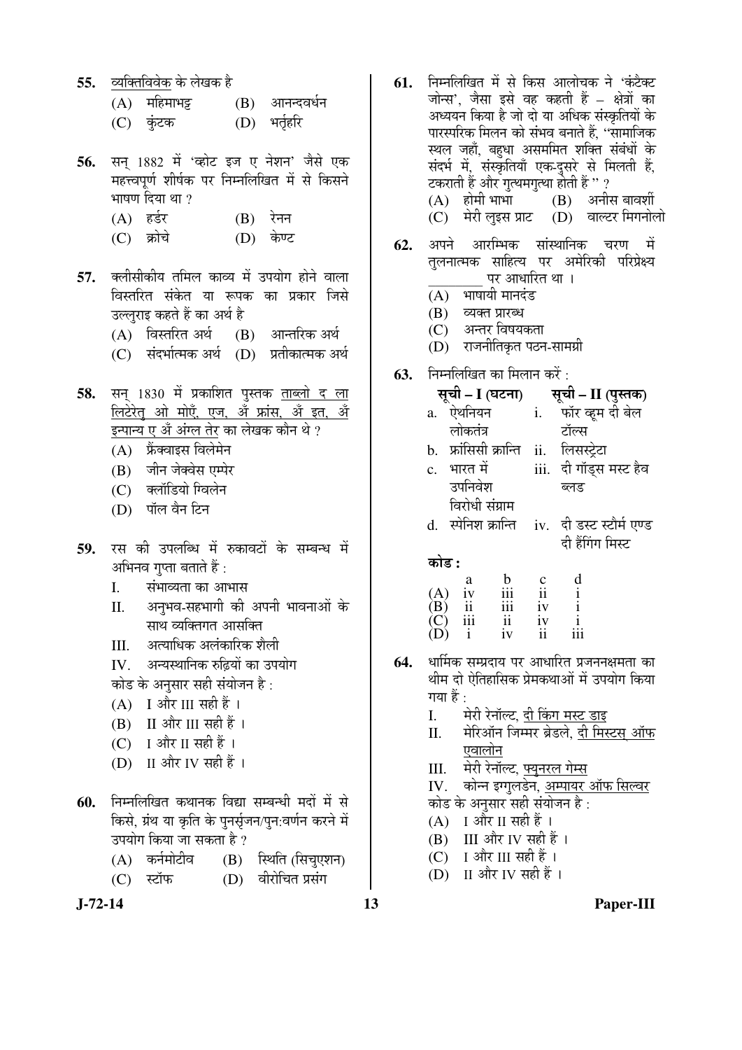55. व्यक्तिविवेक के लेखक है

(A) महिमाभट्ट (B) आनन्दवर्धन
(C) कुंटक (D) भर्तृहरि

56. सन् 1882 में 'व्होट इज ए नेशन' जैसे एक महत्त्वपूर्ण शीर्षक पर निम्नलिखित में से किसने भाषण दिया था ?

(A) हर्डर (B) रेनन
(C) क्रोचे (D) केण्ट

57. क्लीसीकीय तमिल काव्य में उपयोग होने वाला विस्तरित संकेत या रूपक का प्रकार जिसे उल्लुराइ कहते हैं का अर्थ है

(A) विस्तरित अर्थ (B) आन्तरिक अर्थ
(C) संदर्भात्मक अर्थ (D) प्रतीकात्मक अर्थ

58. सन् 1830 में प्रकाशित पुस्तक ताब्लो द ला लिटेरेतु ओ मोएँ, एज, अँ फ्रांस, अँ इत, अँ इन्पान्य ए अँ अंग्ल तेर का लेखक कौन थे ?

(A) फ्रैंक्वाइस विलेमेन
(B) जीन जेक्वेस एम्पेर
(C) क्लॉडियो ग्विलेन
(D) पॉल वैन टिन

59. रस की उपलब्धि में रुकावटों के सम्बन्ध में अभिनव गुप्ता बताते हैं :

I. संभाव्यता का आभास
II. अनुभव-सहभागी की अपनी भावनाओं के साथ व्यक्तिगत आसक्ति
III. अत्याधिक अलंकारिक शैली
IV. अन्यस्थानिक रुढ़ियों का उपयोग

कोड के अनुसार सही संयोजन है :

(A) I और III सही हैं ।
(B) II और III सही हैं ।
(C) I और II सही हैं ।
(D) II और IV सही हैं ।

60. निम्नलिखित कथानक विद्या सम्बन्धी मदों में से किसे, ग्रंथ या कृति के पुनर्सृजन/पुन:वर्णन करने में उपयोग किया जा सकता है ?

(A) कर्नमोटीव (B) स्थिति (सिचुएशन)
(C) स्टॉफ (D) वीरोचित प्रसंग

61. निम्नलिखित में से किस आलोचक ने 'कंटैक्ट जोन्स', जैसा इसे वह कहती हैं – क्षेत्रों का अध्ययन किया है जो दो या अधिक संस्कृतियों के पारस्परिक मिलन को संभव बनाते हैं, "सामाजिक स्थल जहाँ, बहुधा असममित शक्ति संबंधों के संदर्भ में, संस्कृतियाँ एक-दूसरे से मिलती हैं, टकराती हैं और गुत्थमगुत्था होती हैं" ?

(A) होमी भाभा (B) अनीस बावर्शी
(C) मेरी लुइस प्राट (D) वाल्टर मिगनोलो

62. अपने आरम्भिक सांस्थानिक चरण में तुलनात्मक साहित्य पर अमेरिकी परिप्रेक्ष्य ________ पर आधारित था ।

(A) भाषायी मानदंड
(B) व्यक्त प्रारब्ध
(C) अन्तर विषयकता
(D) राजनीतिकृत पठन-सामग्री

63. निम्नलिखित का मिलान करें :

| सूची – I (घटना) | सूची – II (पुस्तक) |
|---|---|
| a. ऐथनियन लोकतंत्र | i. फॉर व्हूम दी बेल टॉल्स |
| b. फ्रांसिसी क्रान्ति | ii. लिसस्ट्रेटा |
| c. भारत में उपनिवेश विरोधी संग्राम | iii. दी गॉड्स मस्ट हैव ब्लड |
| d. स्पेनिश क्रान्ति | iv. दी डस्ट स्टौर्म एण्ड दी हैंगिंग मिस्ट |

**कोड :**

| | a | b | c | d |
|---|---|---|---|---|
| (A) | iv | iii | ii | i |
| (B) | ii | iii | iv | i |
| (C) | iii | ii | iv | i |
| (D) | i | iv | ii | iii |

64. धार्मिक सम्प्रदाय पर आधारित प्रजननक्षमता का थीम दो ऐतिहासिक प्रेमकथाओं में उपयोग किया गया हैं :

I. मेरी रेनॉल्ट, दी किंग मस्ट डाइ
II. मेरिऑन जिम्मर ब्रेडले, दी मिस्टस् ऑफ एवालोन
III. मेरी रेनॉल्ट, फ्युनरल गेम्स
IV. कोन्न इग्गुलडेन, अम्पायर ऑफ सिल्वर

कोड के अनुसार सही संयोजन है :

(A) I और II सही हैं ।
(B) III और IV सही हैं ।
(C) I और III सही हैं ।
(D) II और IV सही हैं ।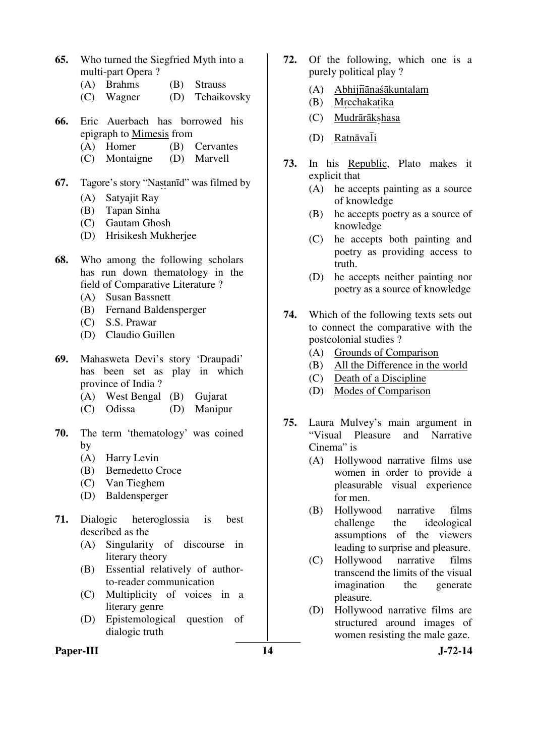65. Who turned the Siegfried Myth into a multi-part Opera ?
    (A) Brahms (B) Strauss
    (C) Wagner (D) Tchaikovsky

66. Eric Auerbach has borrowed his epigraph to Mimesis from
    (A) Homer (B) Cervantes
    (C) Montaigne (D) Marvell

67. Tagore's story "Naṣṭanīd" was filmed by
    (A) Satyajit Ray
    (B) Tapan Sinha
    (C) Gautam Ghosh
    (D) Hrisikesh Mukherjee

68. Who among the following scholars has run down thematology in the field of Comparative Literature ?
    (A) Susan Bassnett
    (B) Fernand Baldensperger
    (C) S.S. Prawar
    (D) Claudio Guillen

69. Mahasweta Devi's story 'Draupadi' has been set as play in which province of India ?
    (A) West Bengal (B) Gujarat
    (C) Odissa (D) Manipur

70. The term 'thematology' was coined by
    (A) Harry Levin
    (B) Bernedetto Croce
    (C) Van Tieghem
    (D) Baldensperger

71. Dialogic heteroglossia is best described as the
    (A) Singularity of discourse in literary theory
    (B) Essential relatively of author-to-reader communication
    (C) Multiplicity of voices in a literary genre
    (D) Epistemological question of dialogic truth

72. Of the following, which one is a purely political play ?
    (A) Abhijñānaśākuntalam
    (B) Mṛcchakaṭika
    (C) Mudrārākṣhasa
    (D) Ratnāvaḻi

73. In his Republic, Plato makes it explicit that
    (A) he accepts painting as a source of knowledge
    (B) he accepts poetry as a source of knowledge
    (C) he accepts both painting and poetry as providing access to truth.
    (D) he accepts neither painting nor poetry as a source of knowledge

74. Which of the following texts sets out to connect the comparative with the postcolonial studies ?
    (A) Grounds of Comparison
    (B) All the Difference in the world
    (C) Death of a Discipline
    (D) Modes of Comparison

75. Laura Mulvey's main argument in "Visual Pleasure and Narrative Cinema" is
    (A) Hollywood narrative films use women in order to provide a pleasurable visual experience for men.
    (B) Hollywood narrative films challenge the ideological assumptions of the viewers leading to surprise and pleasure.
    (C) Hollywood narrative films transcend the limits of the visual imagination the generate pleasure.
    (D) Hollywood narrative films are structured around images of women resisting the male gaze.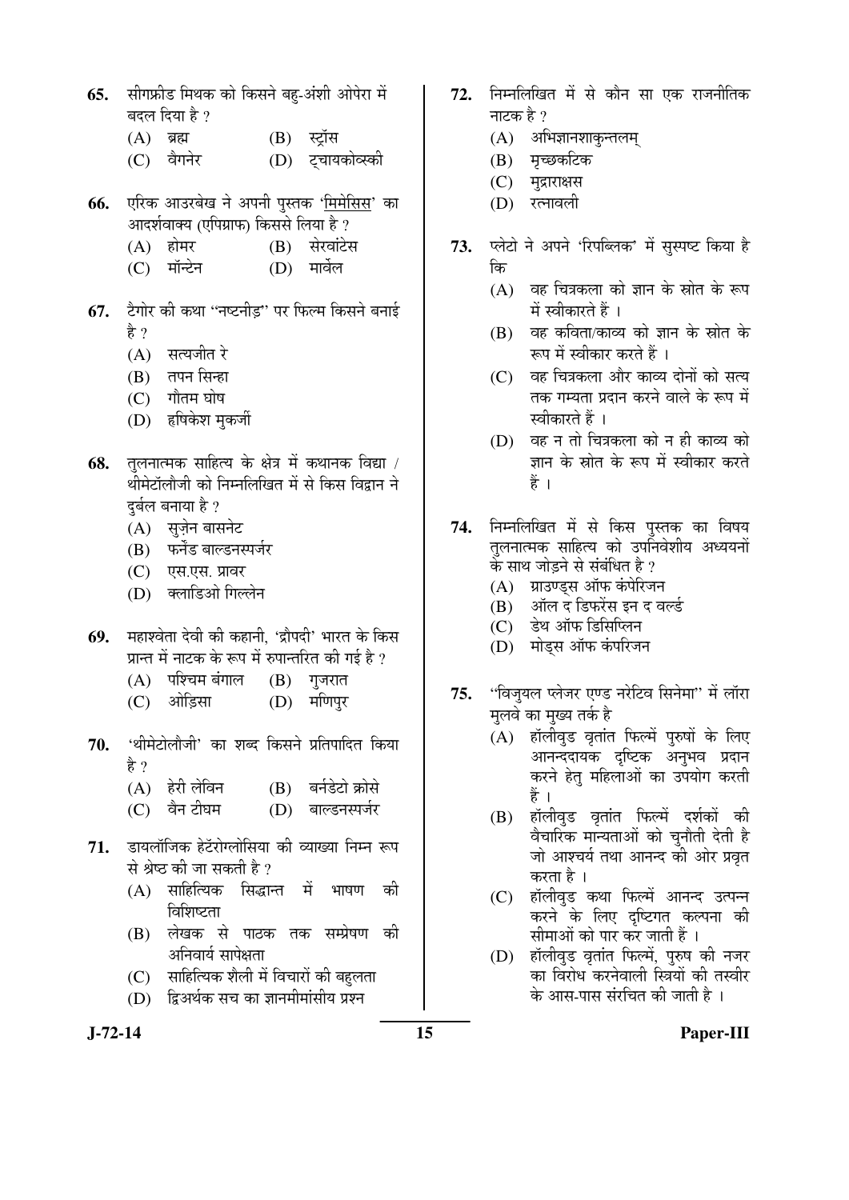65. सीगफ्रीड मिथक को किसने बहु-अंशी ओपेरा में बदल दिया है ?
    (A) ब्रह्म
    (B) स्ट्रॉस
    (C) वैगनेर
    (D) ट्चायकोव्स्की

66. एरिक आउरबेख ने अपनी पुस्तक '<u>मिमेसिस</u>' का आदर्शवाक्य (एपिग्राफ) किससे लिया है ?
    (A) होमर
    (B) सेरवांटेस
    (C) मॉन्टेन
    (D) मार्वेल

67. टैगोर की कथा ''नष्टनीड़'' पर फिल्म किसने बनाई है ?
    (A) सत्यजीत रे
    (B) तपन सिन्हा
    (C) गौतम घोष
    (D) हृषिकेश मुकर्जी

68. तुलनात्मक साहित्य के क्षेत्र में कथानक विद्या / थीमेटॉलौजी को निम्नलिखित में से किस विद्वान ने दुर्बल बनाया है ?
    (A) सुज़ेन बासनेट
    (B) फर्नेंड बाल्डनस्पर्जर
    (C) एस.एस. प्रावर
    (D) क्लाडिओ गिल्लेन

69. महाश्वेता देवी की कहानी, 'द्रौपदी' भारत के किस प्रान्त में नाटक के रूप में रुपान्तरित की गई है ?
    (A) पश्चिम बंगाल
    (B) गुजरात
    (C) ओड़िसा
    (D) मणिपुर

70. 'थीमेटोलौजी' का शब्द किसने प्रतिपादित किया है ?
    (A) हेरी लेविन
    (B) बर्नडेटो क्रोसे
    (C) वैन टीघम
    (D) बाल्डनस्पर्जर

71. डायलॉजिक हेटॅरोग्लोसिया की व्याख्या निम्न रूप से श्रेष्ठ की जा सकती है ?
    (A) साहित्यिक सिद्धान्त में भाषण की विशिष्टता
    (B) लेखक से पाठक तक सम्प्रेषण की अनिवार्य सापेक्षता
    (C) साहित्यिक शैली में विचारों की बहुलता
    (D) द्विअर्थक सच का ज्ञानमीमांसीय प्रश्न

72. निम्नलिखित में से कौन सा एक राजनीतिक नाटक है ?
    (A) अभिज्ञानशाकुन्तलम्
    (B) मृच्छकटिक
    (C) मुद्राराक्षस
    (D) रत्नावली

73. प्लेटो ने अपने 'रिपब्लिक' में सुस्पष्ट किया है कि
    (A) वह चित्रकला को ज्ञान के स्रोत के रूप में स्वीकारते हैं ।
    (B) वह कविता/काव्य को ज्ञान के स्रोत के रूप में स्वीकार करते हैं ।
    (C) वह चित्रकला और काव्य दोनों को सत्य तक गम्यता प्रदान करने वाले के रूप में स्वीकारते हैं ।
    (D) वह न तो चित्रकला को न ही काव्य को ज्ञान के स्रोत के रूप में स्वीकार करते हैं ।

74. निम्नलिखित में से किस पुस्तक का विषय तुलनात्मक साहित्य को उपनिवेशीय अध्ययनों के साथ जोड़ने से संबंधित है ?
    (A) ग्राउण्ड्स ऑफ कंपेरिजन
    (B) ऑल द डिफरेंस इन द वर्ल्ड
    (C) डेथ ऑफ डिसिप्लिन
    (D) मोड्स ऑफ कंपरिजन

75. ''विजुयल प्लेजर एण्ड नरेटिव सिनेमा'' में लॉरा मुलवे का मुख्य तर्क है
    (A) हॉलीवुड वृतांत फिल्में पुरुषों के लिए आनन्ददायक दृष्टिक अनुभव प्रदान करने हेतु महिलाओं का उपयोग करती हैं ।
    (B) हॉलीवुड वृतांत फिल्में दर्शकों की वैचारिक मान्यताओं को चुनौती देती है जो आश्चर्य तथा आनन्द की ओर प्रवृत करता है ।
    (C) हॉलीवुड कथा फिल्में आनन्द उत्पन्न करने के लिए दृष्टिगत कल्पना की सीमाओं को पार कर जाती हैं ।
    (D) हॉलीवुड वृतांत फिल्में, पुरुष की नजर का विरोध करनेवाली स्त्रियों की तस्वीर के आस-पास संरचित की जाती है ।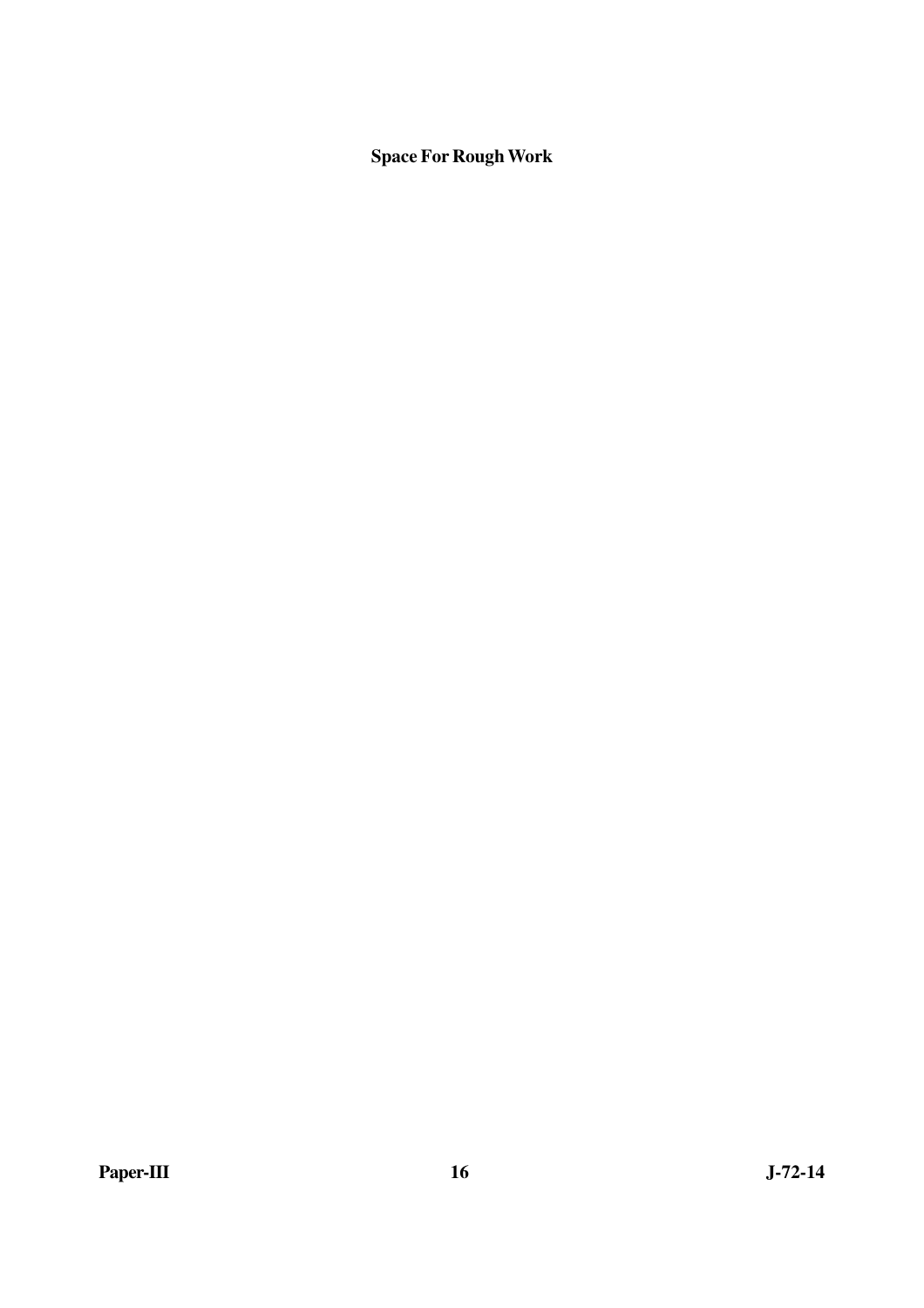**Space For Rough Work**